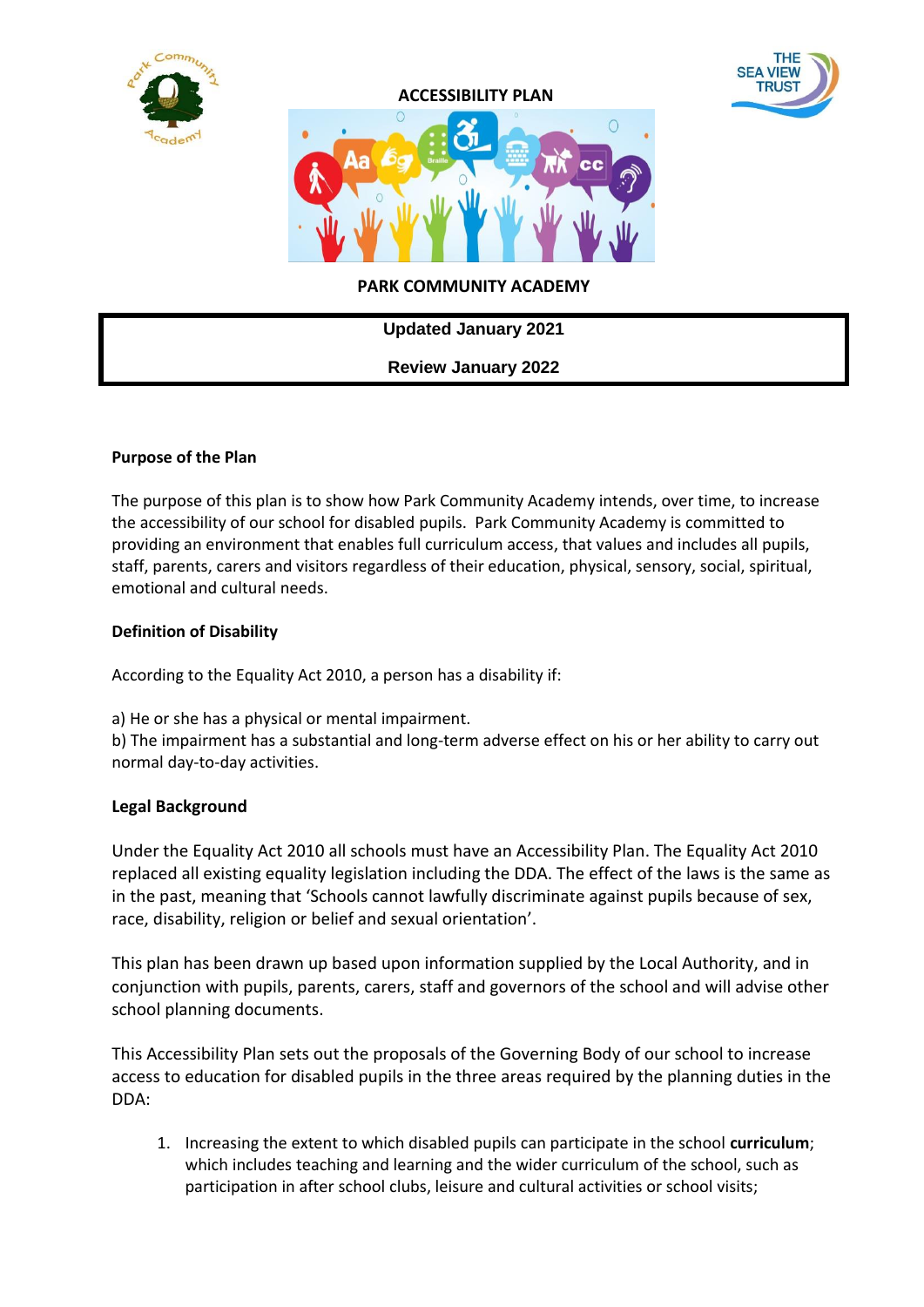# ACCESSIBILITY PLAN

## PARK COMMUNITY ACADEMY

**Updated January 2021**

**Review January 2022**

### Purpose of the Plan

The purpose of this plan is to show how Park Community Academy intends, over time, to increase the accessibility of our school for disabled pupils. Park Community Academy is committed to providing an environment that enables full curriculum access, that values and includes all pupils, staff, parents, carers and visitors regardless of their education, physical, sensory, social, spiritual, emotional and cultural needs.

### Definition of Disability

According to the Equality Act 2010, a person has a disability if:

a) He or she has a physical or mental impairment.
b) The impairment has a substantial and long-term adverse effect on his or her ability to carry out normal day-to-day activities.

### Legal Background

Under the Equality Act 2010 all schools must have an Accessibility Plan. The Equality Act 2010 replaced all existing equality legislation including the DDA. The effect of the laws is the same as in the past, meaning that 'Schools cannot lawfully discriminate against pupils because of sex, race, disability, religion or belief and sexual orientation'.

This plan has been drawn up based upon information supplied by the Local Authority, and in conjunction with pupils, parents, carers, staff and governors of the school and will advise other school planning documents.

This Accessibility Plan sets out the proposals of the Governing Body of our school to increase access to education for disabled pupils in the three areas required by the planning duties in the DDA:

1. Increasing the extent to which disabled pupils can participate in the school **curriculum**; which includes teaching and learning and the wider curriculum of the school, such as participation in after school clubs, leisure and cultural activities or school visits;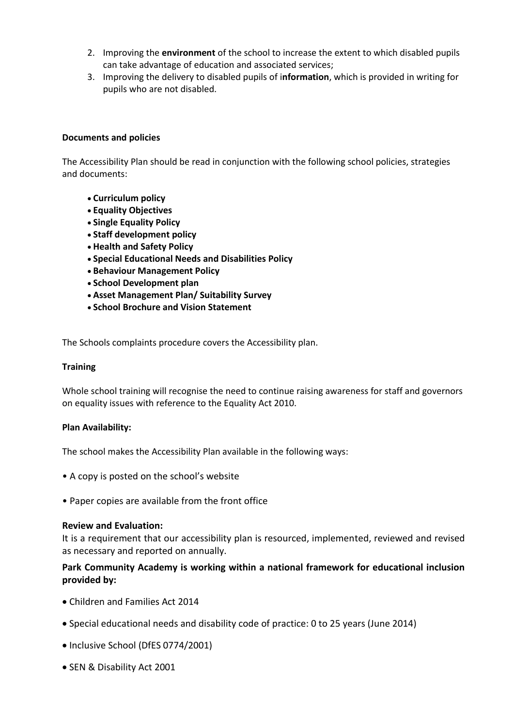2. Improving the **environment** of the school to increase the extent to which disabled pupils can take advantage of education and associated services;
3. Improving the delivery to disabled pupils of i**nformation**, which is provided in writing for pupils who are not disabled.

**Documents and policies**

The Accessibility Plan should be read in conjunction with the following school policies, strategies and documents:

- **Curriculum policy**
- **Equality Objectives**
- **Single Equality Policy**
- **Staff development policy**
- **Health and Safety Policy**
- **Special Educational Needs and Disabilities Policy**
- **Behaviour Management Policy**
- **School Development plan**
- **Asset Management Plan/ Suitability Survey**
- **School Brochure and Vision Statement**

The Schools complaints procedure covers the Accessibility plan.

**Training**

Whole school training will recognise the need to continue raising awareness for staff and governors on equality issues with reference to the Equality Act 2010.

**Plan Availability:**

The school makes the Accessibility Plan available in the following ways:

- A copy is posted on the school's website
- Paper copies are available from the front office

**Review and Evaluation:**

It is a requirement that our accessibility plan is resourced, implemented, reviewed and revised as necessary and reported on annually.

**Park Community Academy is working within a national framework for educational inclusion provided by:**

- Children and Families Act 2014
- Special educational needs and disability code of practice: 0 to 25 years (June 2014)
- Inclusive School (DfES 0774/2001)
- SEN & Disability Act 2001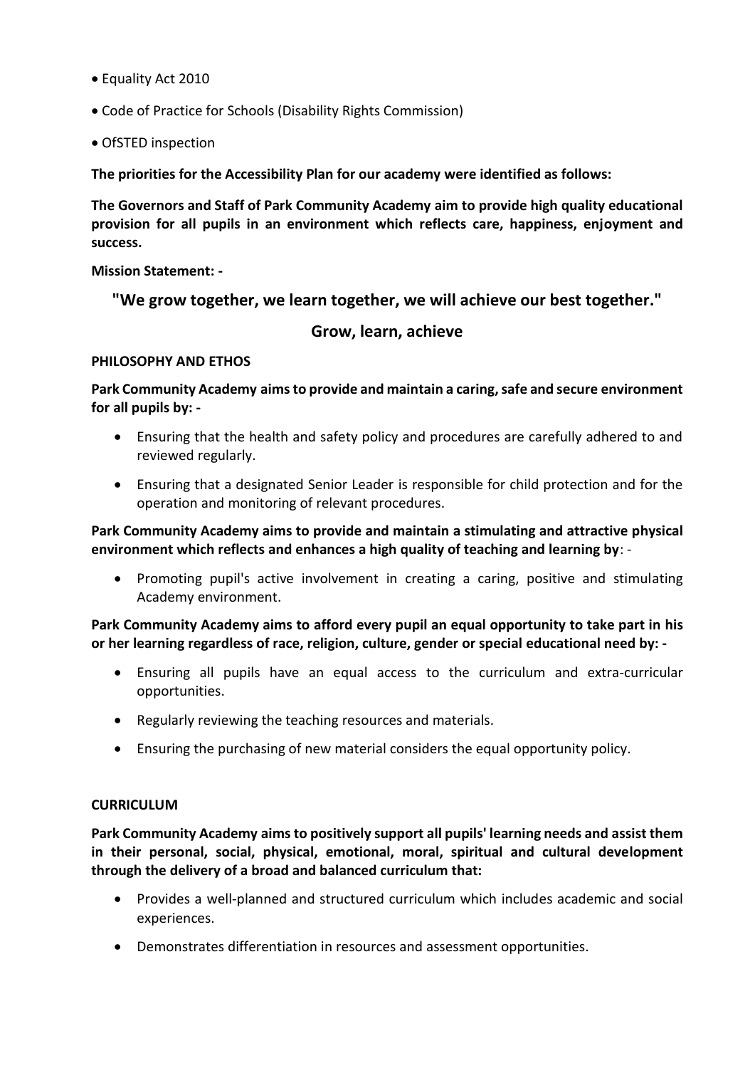- Equality Act 2010
- Code of Practice for Schools (Disability Rights Commission)
- OfSTED inspection

**The priorities for the Accessibility Plan for our academy were identified as follows:**

**The Governors and Staff of Park Community Academy aim to provide high quality educational provision for all pupils in an environment which reflects care, happiness, enjoyment and success.**

**Mission Statement: -**

## "We grow together, we learn together, we will achieve our best together."

## Grow, learn, achieve

**PHILOSOPHY AND ETHOS**

**Park Community Academy aims to provide and maintain a caring, safe and secure environment for all pupils by: -**

- Ensuring that the health and safety policy and procedures are carefully adhered to and reviewed regularly.
- Ensuring that a designated Senior Leader is responsible for child protection and for the operation and monitoring of relevant procedures.

**Park Community Academy aims to provide and maintain a stimulating and attractive physical environment which reflects and enhances a high quality of teaching and learning by**: -

- Promoting pupil's active involvement in creating a caring, positive and stimulating Academy environment.

**Park Community Academy aims to afford every pupil an equal opportunity to take part in his or her learning regardless of race, religion, culture, gender or special educational need by: -**

- Ensuring all pupils have an equal access to the curriculum and extra-curricular opportunities.
- Regularly reviewing the teaching resources and materials.
- Ensuring the purchasing of new material considers the equal opportunity policy.

**CURRICULUM**

**Park Community Academy aims to positively support all pupils' learning needs and assist them in their personal, social, physical, emotional, moral, spiritual and cultural development through the delivery of a broad and balanced curriculum that:**

- Provides a well-planned and structured curriculum which includes academic and social experiences.
- Demonstrates differentiation in resources and assessment opportunities.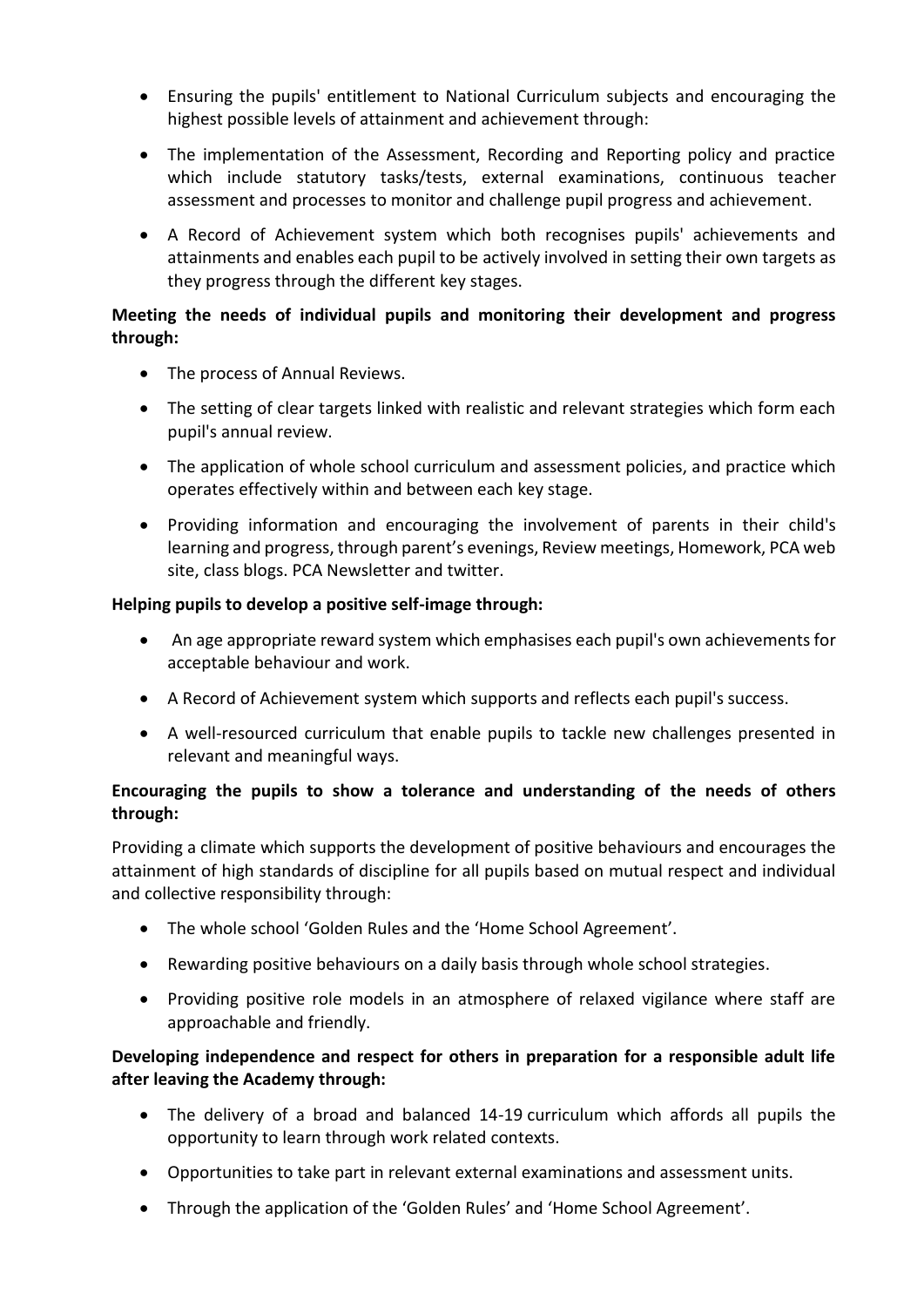- Ensuring the pupils' entitlement to National Curriculum subjects and encouraging the highest possible levels of attainment and achievement through:
- The implementation of the Assessment, Recording and Reporting policy and practice which include statutory tasks/tests, external examinations, continuous teacher assessment and processes to monitor and challenge pupil progress and achievement.
- A Record of Achievement system which both recognises pupils' achievements and attainments and enables each pupil to be actively involved in setting their own targets as they progress through the different key stages.

**Meeting the needs of individual pupils and monitoring their development and progress through:**

- The process of Annual Reviews.
- The setting of clear targets linked with realistic and relevant strategies which form each pupil's annual review.
- The application of whole school curriculum and assessment policies, and practice which operates effectively within and between each key stage.
- Providing information and encouraging the involvement of parents in their child's learning and progress, through parent's evenings, Review meetings, Homework, PCA web site, class blogs. PCA Newsletter and twitter.

**Helping pupils to develop a positive self-image through:**

- An age appropriate reward system which emphasises each pupil's own achievements for acceptable behaviour and work.
- A Record of Achievement system which supports and reflects each pupil's success.
- A well-resourced curriculum that enable pupils to tackle new challenges presented in relevant and meaningful ways.

**Encouraging the pupils to show a tolerance and understanding of the needs of others through:**

Providing a climate which supports the development of positive behaviours and encourages the attainment of high standards of discipline for all pupils based on mutual respect and individual and collective responsibility through:

- The whole school 'Golden Rules and the 'Home School Agreement'.
- Rewarding positive behaviours on a daily basis through whole school strategies.
- Providing positive role models in an atmosphere of relaxed vigilance where staff are approachable and friendly.

**Developing independence and respect for others in preparation for a responsible adult life after leaving the Academy through:**

- The delivery of a broad and balanced 14-19 curriculum which affords all pupils the opportunity to learn through work related contexts.
- Opportunities to take part in relevant external examinations and assessment units.
- Through the application of the 'Golden Rules' and 'Home School Agreement'.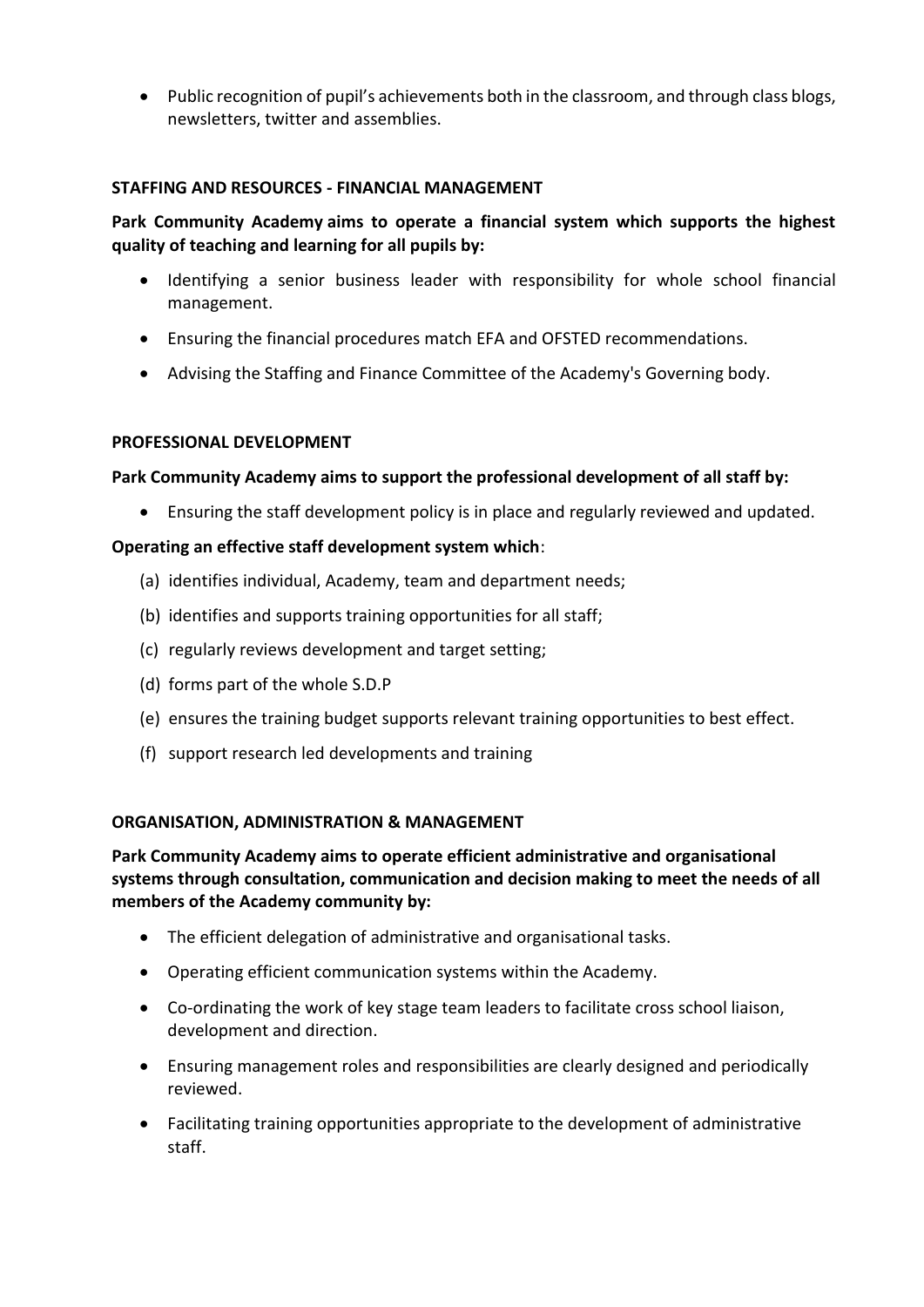- Public recognition of pupil's achievements both in the classroom, and through class blogs, newsletters, twitter and assemblies.

## STAFFING AND RESOURCES - FINANCIAL MANAGEMENT

**Park Community Academy aims to operate a financial system which supports the highest quality of teaching and learning for all pupils by:**

- Identifying a senior business leader with responsibility for whole school financial management.
- Ensuring the financial procedures match EFA and OFSTED recommendations.
- Advising the Staffing and Finance Committee of the Academy's Governing body.

## PROFESSIONAL DEVELOPMENT

**Park Community Academy aims to support the professional development of all staff by:**

- Ensuring the staff development policy is in place and regularly reviewed and updated.

**Operating an effective staff development system which**:

(a) identifies individual, Academy, team and department needs;

(b) identifies and supports training opportunities for all staff;

(c) regularly reviews development and target setting;

(d) forms part of the whole S.D.P

(e) ensures the training budget supports relevant training opportunities to best effect.

(f) support research led developments and training

## ORGANISATION, ADMINISTRATION & MANAGEMENT

**Park Community Academy aims to operate efficient administrative and organisational systems through consultation, communication and decision making to meet the needs of all members of the Academy community by:**

- The efficient delegation of administrative and organisational tasks.
- Operating efficient communication systems within the Academy.
- Co-ordinating the work of key stage team leaders to facilitate cross school liaison, development and direction.
- Ensuring management roles and responsibilities are clearly designed and periodically reviewed.
- Facilitating training opportunities appropriate to the development of administrative staff.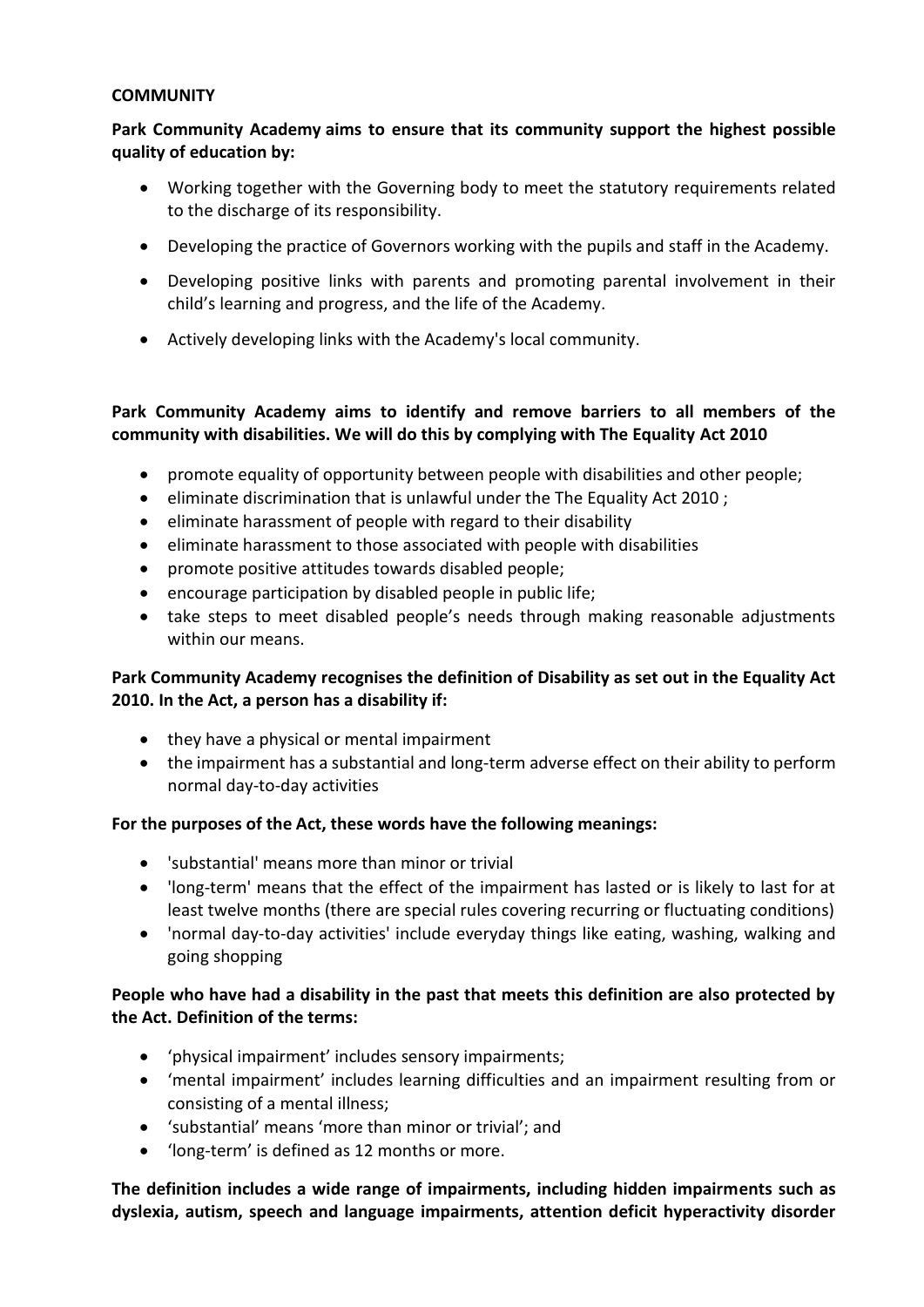**COMMUNITY**

**Park Community Academy aims to ensure that its community support the highest possible quality of education by:**

- Working together with the Governing body to meet the statutory requirements related to the discharge of its responsibility.
- Developing the practice of Governors working with the pupils and staff in the Academy.
- Developing positive links with parents and promoting parental involvement in their child's learning and progress, and the life of the Academy.
- Actively developing links with the Academy's local community.

**Park Community Academy aims to identify and remove barriers to all members of the community with disabilities. We will do this by complying with The Equality Act 2010**

- promote equality of opportunity between people with disabilities and other people;
- eliminate discrimination that is unlawful under the The Equality Act 2010 ;
- eliminate harassment of people with regard to their disability
- eliminate harassment to those associated with people with disabilities
- promote positive attitudes towards disabled people;
- encourage participation by disabled people in public life;
- take steps to meet disabled people's needs through making reasonable adjustments within our means.

**Park Community Academy recognises the definition of Disability as set out in the Equality Act 2010. In the Act, a person has a disability if:**

- they have a physical or mental impairment
- the impairment has a substantial and long-term adverse effect on their ability to perform normal day-to-day activities

**For the purposes of the Act, these words have the following meanings:**

- 'substantial' means more than minor or trivial
- 'long-term' means that the effect of the impairment has lasted or is likely to last for at least twelve months (there are special rules covering recurring or fluctuating conditions)
- 'normal day-to-day activities' include everyday things like eating, washing, walking and going shopping

**People who have had a disability in the past that meets this definition are also protected by the Act. Definition of the terms:**

- 'physical impairment' includes sensory impairments;
- 'mental impairment' includes learning difficulties and an impairment resulting from or consisting of a mental illness;
- 'substantial' means 'more than minor or trivial'; and
- 'long-term' is defined as 12 months or more.

**The definition includes a wide range of impairments, including hidden impairments such as dyslexia, autism, speech and language impairments, attention deficit hyperactivity disorder**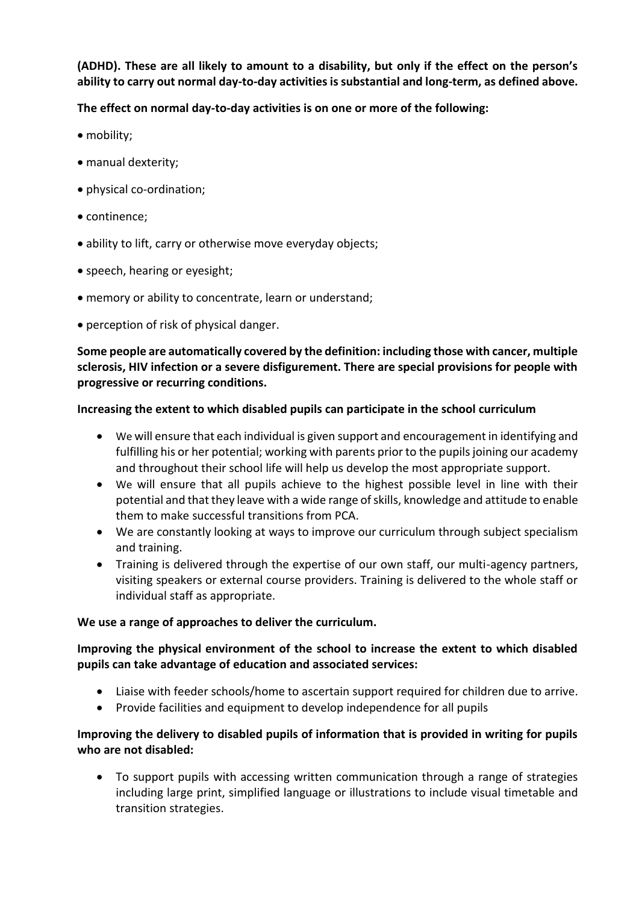**(ADHD). These are all likely to amount to a disability, but only if the effect on the person's ability to carry out normal day-to-day activities is substantial and long-term, as defined above.**

**The effect on normal day-to-day activities is on one or more of the following:**

- mobility;
- manual dexterity;
- physical co-ordination;
- continence;
- ability to lift, carry or otherwise move everyday objects;
- speech, hearing or eyesight;
- memory or ability to concentrate, learn or understand;
- perception of risk of physical danger.

**Some people are automatically covered by the definition: including those with cancer, multiple sclerosis, HIV infection or a severe disfigurement. There are special provisions for people with progressive or recurring conditions.**

**Increasing the extent to which disabled pupils can participate in the school curriculum**

- We will ensure that each individual is given support and encouragement in identifying and fulfilling his or her potential; working with parents prior to the pupils joining our academy and throughout their school life will help us develop the most appropriate support.
- We will ensure that all pupils achieve to the highest possible level in line with their potential and that they leave with a wide range of skills, knowledge and attitude to enable them to make successful transitions from PCA.
- We are constantly looking at ways to improve our curriculum through subject specialism and training.
- Training is delivered through the expertise of our own staff, our multi-agency partners, visiting speakers or external course providers. Training is delivered to the whole staff or individual staff as appropriate.

**We use a range of approaches to deliver the curriculum.**

**Improving the physical environment of the school to increase the extent to which disabled pupils can take advantage of education and associated services:**

- Liaise with feeder schools/home to ascertain support required for children due to arrive.
- Provide facilities and equipment to develop independence for all pupils

**Improving the delivery to disabled pupils of information that is provided in writing for pupils who are not disabled:**

- To support pupils with accessing written communication through a range of strategies including large print, simplified language or illustrations to include visual timetable and transition strategies.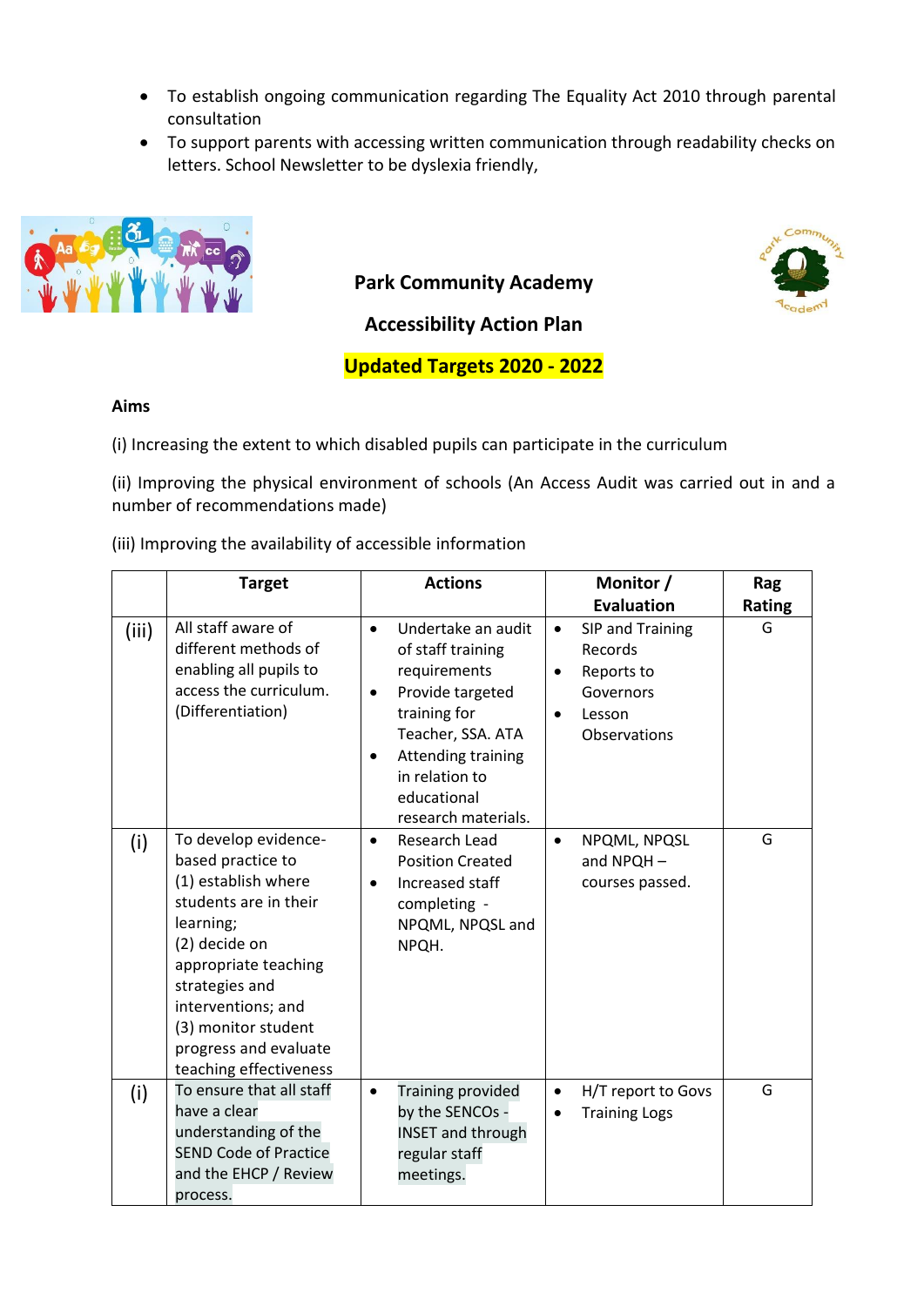- To establish ongoing communication regarding The Equality Act 2010 through parental consultation
- To support parents with accessing written communication through readability checks on letters. School Newsletter to be dyslexia friendly,

## Park Community Academy

## Accessibility Action Plan

## Updated Targets 2020 - 2022

**Aims**

(i) Increasing the extent to which disabled pupils can participate in the curriculum

(ii) Improving the physical environment of schools (An Access Audit was carried out in and a number of recommendations made)

(iii) Improving the availability of accessible information

| | Target | Actions | Monitor / Evaluation | Rag Rating |
|---|---|---|---|---|
| (iii) | All staff aware of different methods of enabling all pupils to access the curriculum. (Differentiation) | • Undertake an audit of staff training requirements<br>• Provide targeted training for Teacher, SSA. ATA<br>• Attending training in relation to educational research materials. | • SIP and Training Records<br>• Reports to Governors<br>• Lesson Observations | G |
| (i) | To develop evidence-based practice to (1) establish where students are in their learning; (2) decide on appropriate teaching strategies and interventions; and (3) monitor student progress and evaluate teaching effectiveness | • Research Lead Position Created<br>• Increased staff completing - NPQML, NPQSL and NPQH. | • NPQML, NPQSL and NPQH – courses passed. | G |
| (i) | To ensure that all staff have a clear understanding of the SEND Code of Practice and the EHCP / Review process. | • Training provided by the SENCOs - INSET and through regular staff meetings. | • H/T report to Govs<br>• Training Logs | G |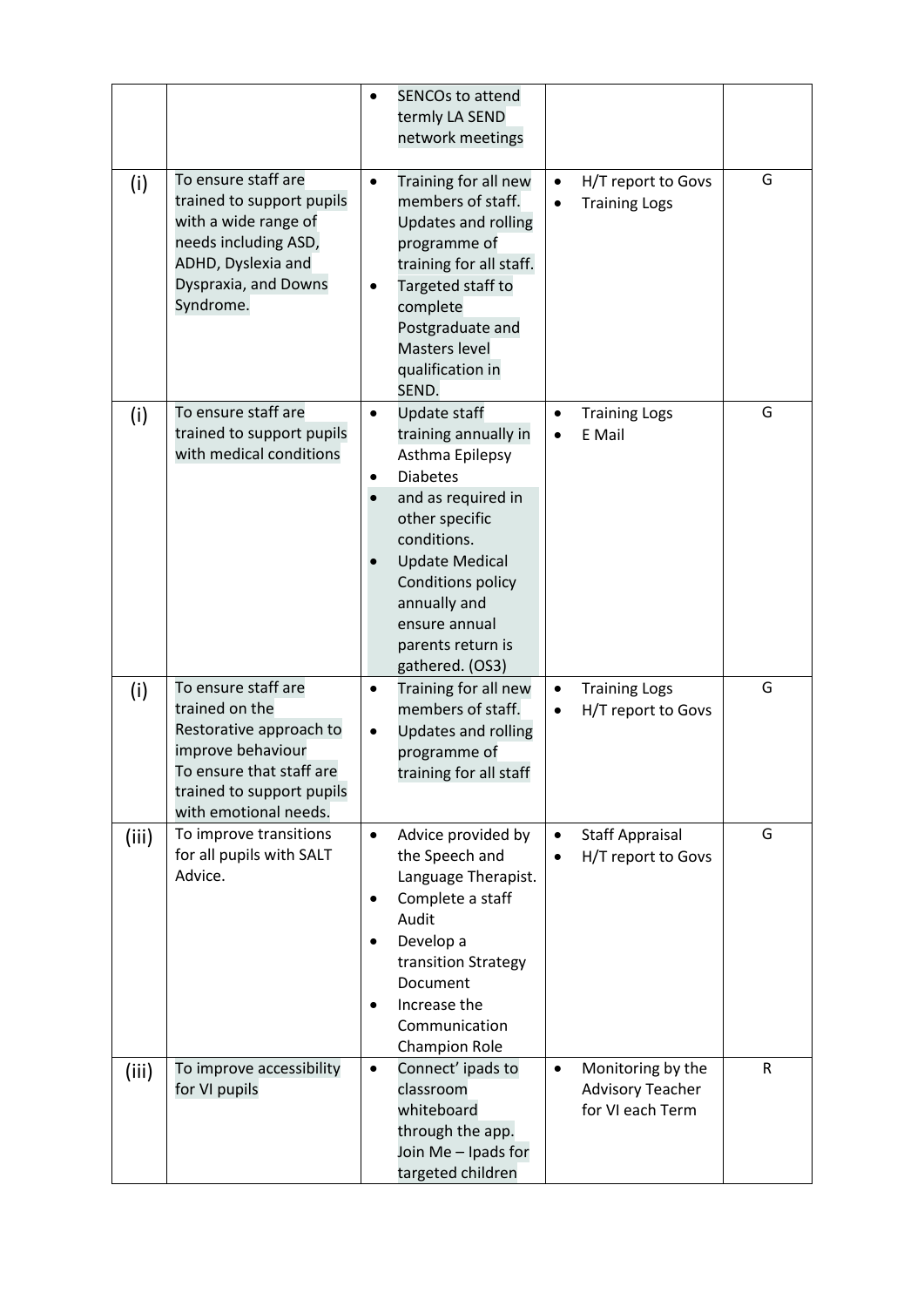| | | | | |
|---|---|---|---|---|
| | | • SENCOs to attend termly LA SEND network meetings | | |
| (i) | To ensure staff are trained to support pupils with a wide range of needs including ASD, ADHD, Dyslexia and Dyspraxia, and Downs Syndrome. | • Training for all new members of staff. Updates and rolling programme of training for all staff.<br>• Targeted staff to complete Postgraduate and Masters level qualification in SEND. | • H/T report to Govs<br>• Training Logs | G |
| (i) | To ensure staff are trained to support pupils with medical conditions | • Update staff training annually in Asthma Epilepsy<br>• Diabetes<br>• and as required in other specific conditions.<br>• Update Medical Conditions policy annually and ensure annual parents return is gathered. (OS3) | • Training Logs<br>• E Mail | G |
| (i) | To ensure staff are trained on the Restorative approach to improve behaviour<br>To ensure that staff are trained to support pupils with emotional needs. | • Training for all new members of staff.<br>• Updates and rolling programme of training for all staff | • Training Logs<br>• H/T report to Govs | G |
| (iii) | To improve transitions for all pupils with SALT Advice. | • Advice provided by the Speech and Language Therapist.<br>• Complete a staff Audit<br>• Develop a transition Strategy Document<br>• Increase the Communication Champion Role | • Staff Appraisal<br>• H/T report to Govs | G |
| (iii) | To improve accessibility for VI pupils | • Connect' ipads to classroom whiteboard through the app. Join Me – Ipads for targeted children | • Monitoring by the Advisory Teacher for VI each Term | R |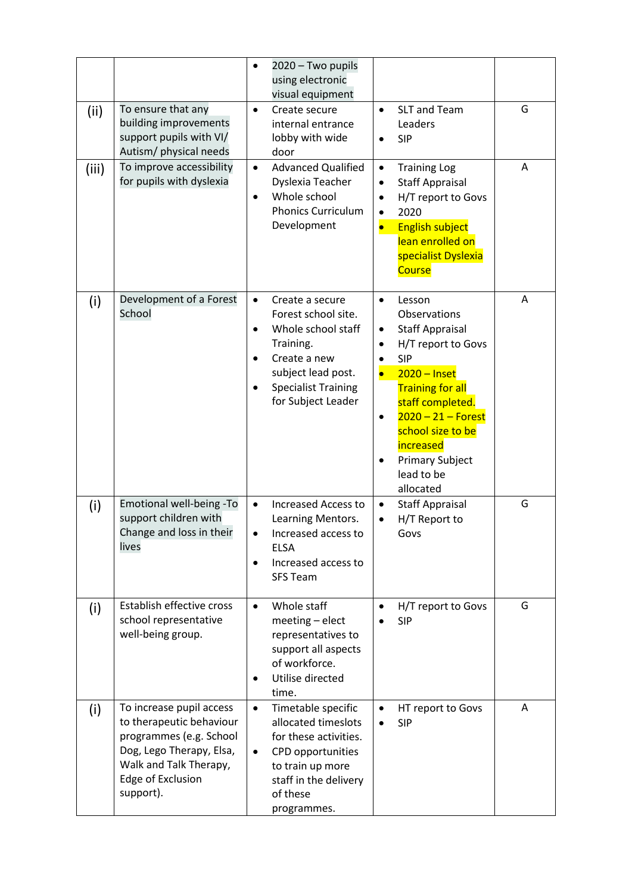| | | | | |
|---|---|---|---|---|
| | | • 2020 – Two pupils using electronic visual equipment | | |
| (ii) | To ensure that any building improvements support pupils with VI/ Autism/ physical needs | • Create secure internal entrance lobby with wide door | • SLT and Team Leaders<br>• SIP | G |
| (iii) | To improve accessibility for pupils with dyslexia | • Advanced Qualified Dyslexia Teacher<br>• Whole school Phonics Curriculum Development | • Training Log<br>• Staff Appraisal<br>• H/T report to Govs<br>• 2020<br>• English subject lean enrolled on specialist Dyslexia Course | A |
| (i) | Development of a Forest School | • Create a secure Forest school site.<br>• Whole school staff Training.<br>• Create a new subject lead post.<br>• Specialist Training for Subject Leader | • Lesson Observations<br>• Staff Appraisal<br>• H/T report to Govs<br>• SIP<br>• 2020 – Inset Training for all staff completed.<br>• 2020 – 21 – Forest school size to be increased<br>• Primary Subject lead to be allocated | A |
| (i) | Emotional well-being -To support children with Change and loss in their lives | • Increased Access to Learning Mentors.<br>• Increased access to ELSA<br>• Increased access to SFS Team | • Staff Appraisal<br>• H/T Report to Govs | G |
| (i) | Establish effective cross school representative well-being group. | • Whole staff meeting – elect representatives to support all aspects of workforce.<br>• Utilise directed time. | • H/T report to Govs<br>• SIP | G |
| (i) | To increase pupil access to therapeutic behaviour programmes (e.g. School Dog, Lego Therapy, Elsa, Walk and Talk Therapy, Edge of Exclusion support). | • Timetable specific allocated timeslots for these activities.<br>• CPD opportunities to train up more staff in the delivery of these programmes. | • HT report to Govs<br>• SIP | A |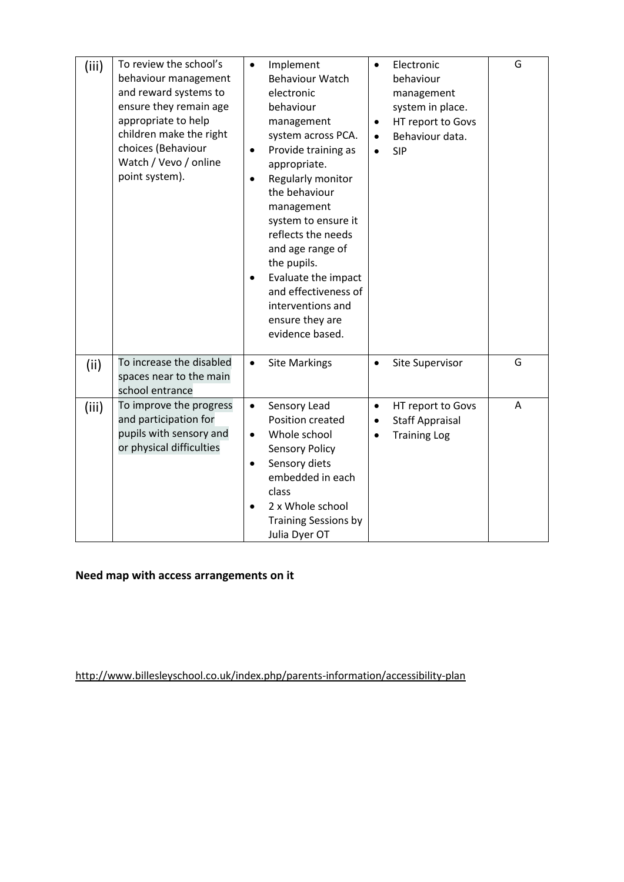| | | | | |
|---|---|---|---|---|
| (iii) | To review the school's behaviour management and reward systems to ensure they remain age appropriate to help children make the right choices (Behaviour Watch / Vevo / online point system). | • Implement Behaviour Watch electronic behaviour management system across PCA.<br>• Provide training as appropriate.<br>• Regularly monitor the behaviour management system to ensure it reflects the needs and age range of the pupils.<br>• Evaluate the impact and effectiveness of interventions and ensure they are evidence based. | • Electronic behaviour management system in place.<br>• HT report to Govs<br>• Behaviour data.<br>• SIP | G |
| (ii) | To increase the disabled spaces near to the main school entrance | • Site Markings | • Site Supervisor | G |
| (iii) | To improve the progress and participation for pupils with sensory and or physical difficulties | • Sensory Lead Position created<br>• Whole school Sensory Policy<br>• Sensory diets embedded in each class<br>• 2 x Whole school Training Sessions by Julia Dyer OT | • HT report to Govs<br>• Staff Appraisal<br>• Training Log | A |

**Need map with access arrangements on it**

http://www.billesleyschool.co.uk/index.php/parents-information/accessibility-plan